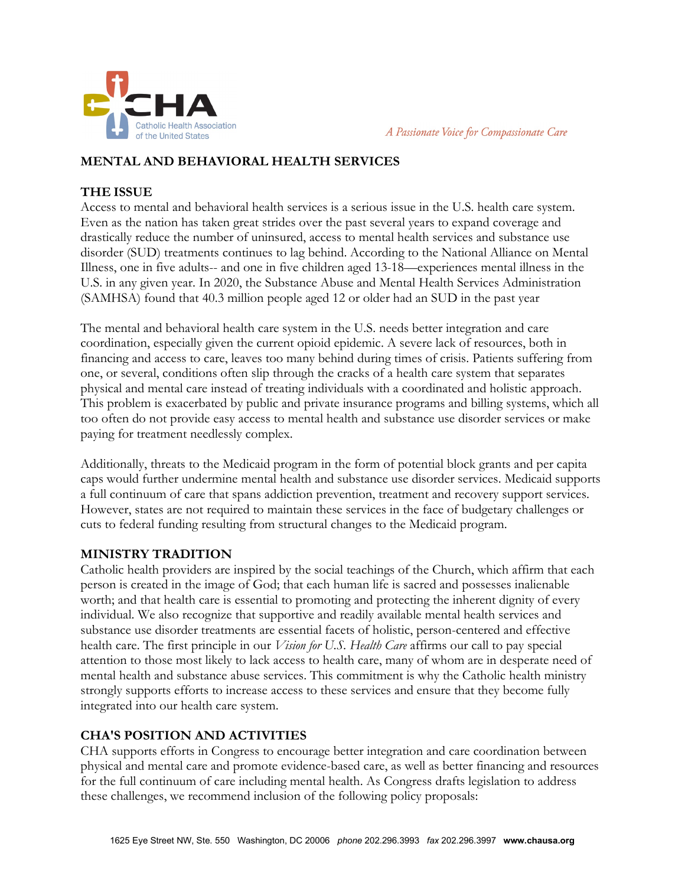# MENTAL AND BEHAVIORAL HEALTH SERVICES

## THE ISSUE

Access to mental and behavioral health services is a serious issue in the U.S. health care system. Even as the nation has taken great strides over the past several years to expand coverage and drastically reduce the number of uninsured, access to mental health services and substance use disorder (SUD) treatments continues to lag behind. According to the National Alliance on Mental Illness, one in five adults-- and one in five children aged 13-18—experiences mental illness in the U.S. in any given year. In 2020, the Substance Abuse and Mental Health Services Administration (SAMHSA) found that 40.3 million people aged 12 or older had an SUD in the past year

The mental and behavioral health care system in the U.S. needs better integration and care coordination, especially given the current opioid epidemic. A severe lack of resources, both in financing and access to care, leaves too many behind during times of crisis. Patients suffering from one, or several, conditions often slip through the cracks of a health care system that separates physical and mental care instead of treating individuals with a coordinated and holistic approach. This problem is exacerbated by public and private insurance programs and billing systems, which all too often do not provide easy access to mental health and substance use disorder services or make paying for treatment needlessly complex.

Additionally, threats to the Medicaid program in the form of potential block grants and per capita caps would further undermine mental health and substance use disorder services. Medicaid supports a full continuum of care that spans addiction prevention, treatment and recovery support services. However, states are not required to maintain these services in the face of budgetary challenges or cuts to federal funding resulting from structural changes to the Medicaid program.

## MINISTRY TRADITION

Catholic health providers are inspired by the social teachings of the Church, which affirm that each person is created in the image of God; that each human life is sacred and possesses inalienable worth; and that health care is essential to promoting and protecting the inherent dignity of every individual. We also recognize that supportive and readily available mental health services and substance use disorder treatments are essential facets of holistic, person-centered and effective health care. The first principle in our *Vision for U.S. Health Care* affirms our call to pay special attention to those most likely to lack access to health care, many of whom are in desperate need of mental health and substance abuse services. This commitment is why the Catholic health ministry strongly supports efforts to increase access to these services and ensure that they become fully integrated into our health care system.

## CHA'S POSITION AND ACTIVITIES

CHA supports efforts in Congress to encourage better integration and care coordination between physical and mental care and promote evidence-based care, as well as better financing and resources for the full continuum of care including mental health. As Congress drafts legislation to address these challenges, we recommend inclusion of the following policy proposals: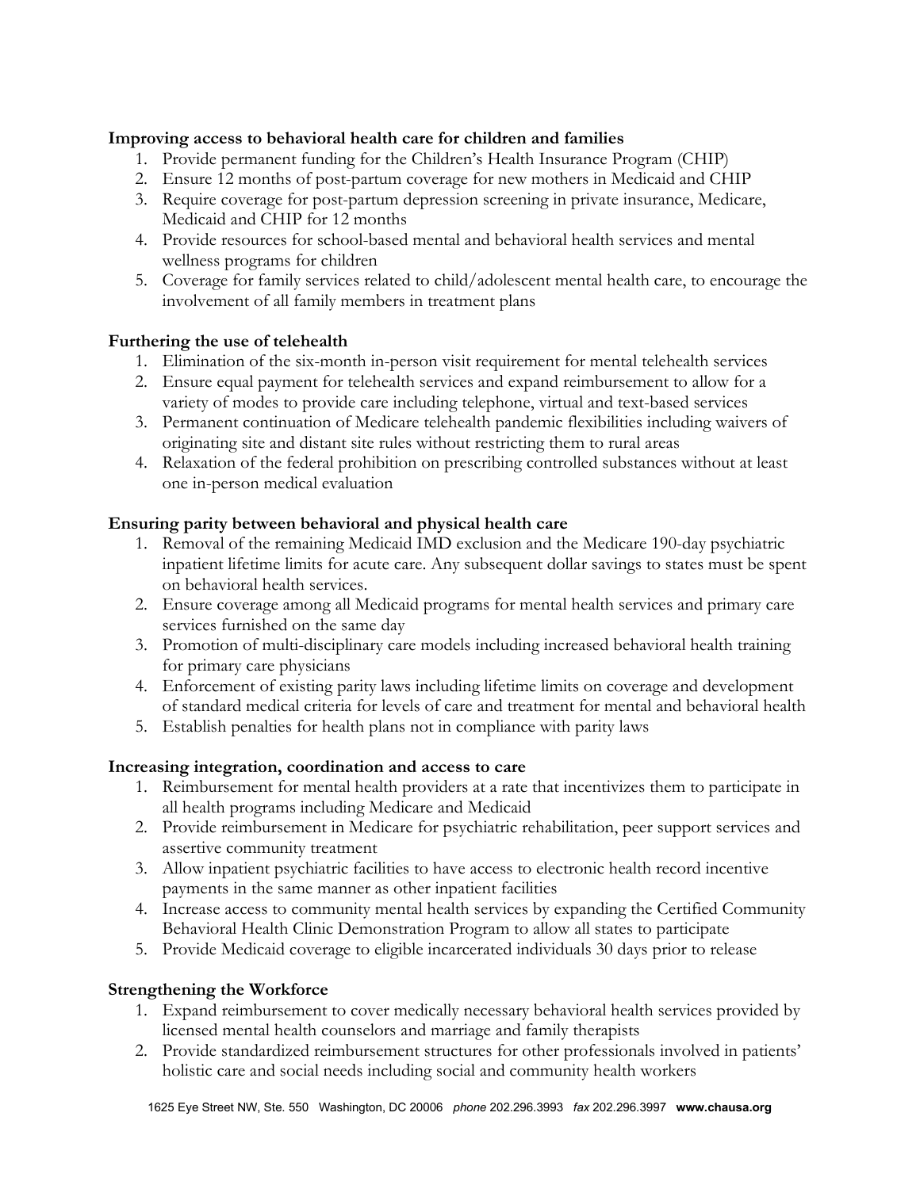**Improving access to behavioral health care for children and families**

1. Provide permanent funding for the Children's Health Insurance Program (CHIP)
2. Ensure 12 months of post-partum coverage for new mothers in Medicaid and CHIP
3. Require coverage for post-partum depression screening in private insurance, Medicare, Medicaid and CHIP for 12 months
4. Provide resources for school-based mental and behavioral health services and mental wellness programs for children
5. Coverage for family services related to child/adolescent mental health care, to encourage the involvement of all family members in treatment plans

**Furthering the use of telehealth**

1. Elimination of the six-month in-person visit requirement for mental telehealth services
2. Ensure equal payment for telehealth services and expand reimbursement to allow for a variety of modes to provide care including telephone, virtual and text-based services
3. Permanent continuation of Medicare telehealth pandemic flexibilities including waivers of originating site and distant site rules without restricting them to rural areas
4. Relaxation of the federal prohibition on prescribing controlled substances without at least one in-person medical evaluation

**Ensuring parity between behavioral and physical health care**

1. Removal of the remaining Medicaid IMD exclusion and the Medicare 190-day psychiatric inpatient lifetime limits for acute care. Any subsequent dollar savings to states must be spent on behavioral health services.
2. Ensure coverage among all Medicaid programs for mental health services and primary care services furnished on the same day
3. Promotion of multi-disciplinary care models including increased behavioral health training for primary care physicians
4. Enforcement of existing parity laws including lifetime limits on coverage and development of standard medical criteria for levels of care and treatment for mental and behavioral health
5. Establish penalties for health plans not in compliance with parity laws

**Increasing integration, coordination and access to care**

1. Reimbursement for mental health providers at a rate that incentivizes them to participate in all health programs including Medicare and Medicaid
2. Provide reimbursement in Medicare for psychiatric rehabilitation, peer support services and assertive community treatment
3. Allow inpatient psychiatric facilities to have access to electronic health record incentive payments in the same manner as other inpatient facilities
4. Increase access to community mental health services by expanding the Certified Community Behavioral Health Clinic Demonstration Program to allow all states to participate
5. Provide Medicaid coverage to eligible incarcerated individuals 30 days prior to release

**Strengthening the Workforce**

1. Expand reimbursement to cover medically necessary behavioral health services provided by licensed mental health counselors and marriage and family therapists
2. Provide standardized reimbursement structures for other professionals involved in patients' holistic care and social needs including social and community health workers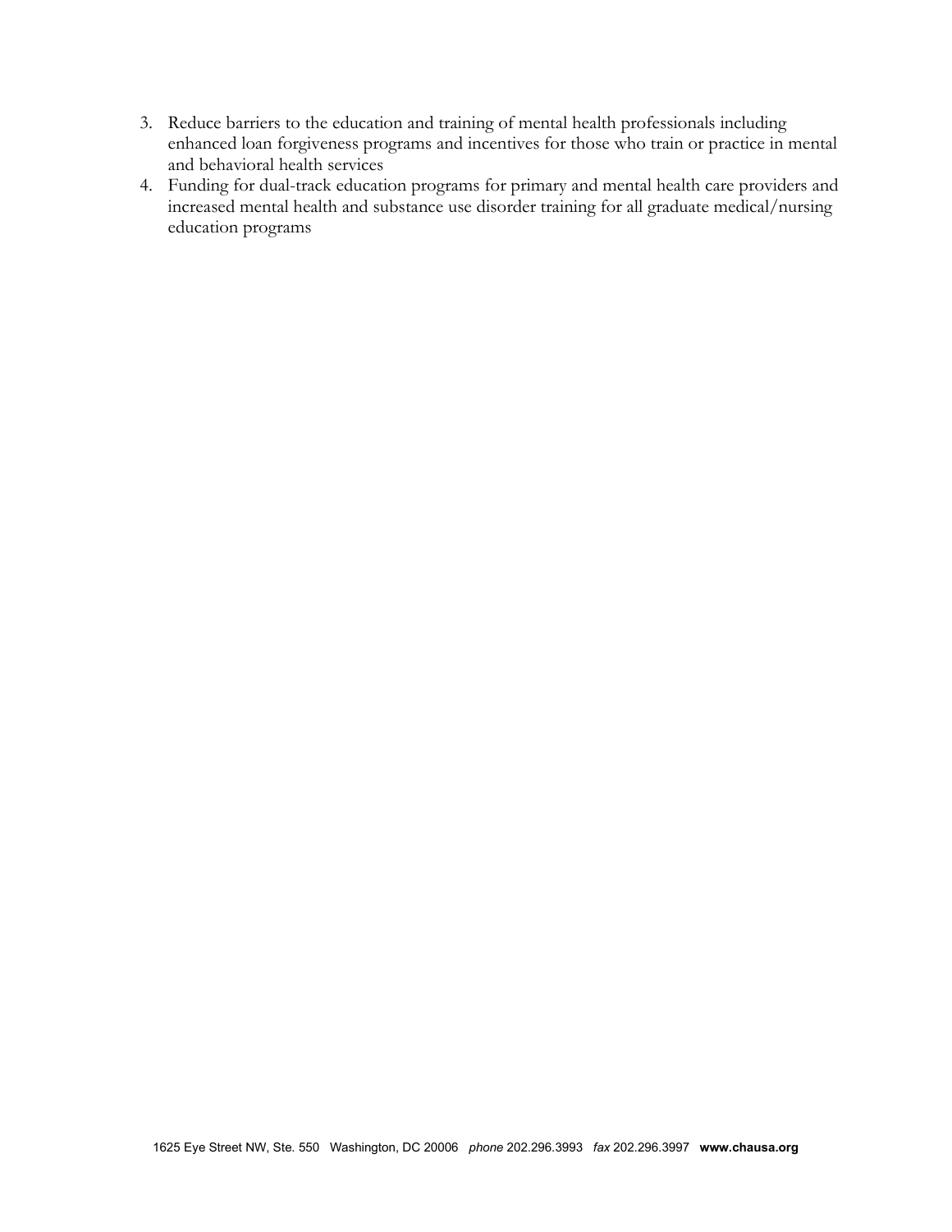3. Reduce barriers to the education and training of mental health professionals including enhanced loan forgiveness programs and incentives for those who train or practice in mental and behavioral health services
4. Funding for dual-track education programs for primary and mental health care providers and increased mental health and substance use disorder training for all graduate medical/nursing education programs